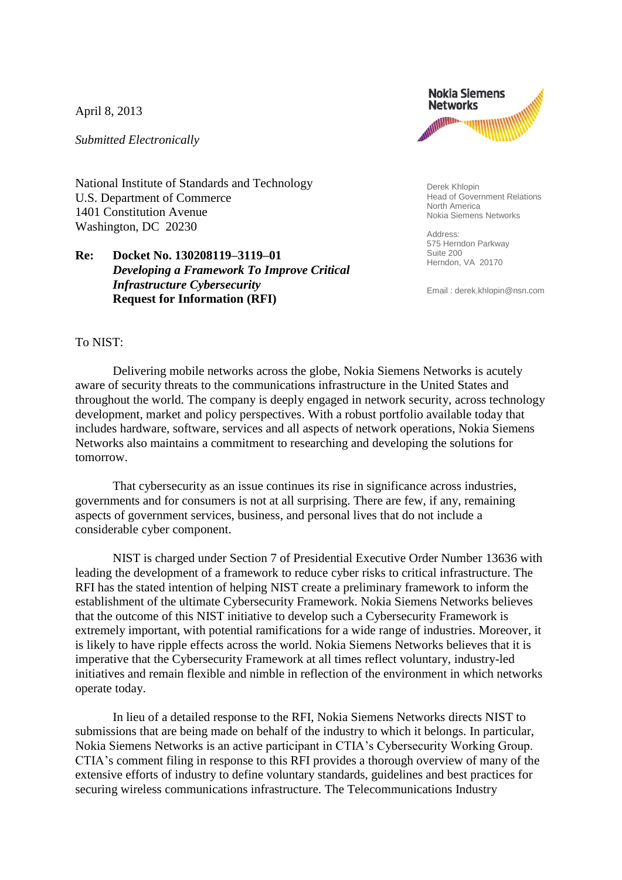April 8, 2013

*Submitted Electronically*

Nokia Siemens Networks

Derek Khlopin
Head of Government Relations
North America
Nokia Siemens Networks

Address:
575 Herndon Parkway
Suite 200
Herndon, VA 20170

Email : derek.khlopin@nsn.com

National Institute of Standards and Technology
U.S. Department of Commerce
1401 Constitution Avenue
Washington, DC 20230

**Re: Docket No. 130208119–3119–01**
***Developing a Framework To Improve Critical Infrastructure Cybersecurity***
**Request for Information (RFI)**

To NIST:

Delivering mobile networks across the globe, Nokia Siemens Networks is acutely aware of security threats to the communications infrastructure in the United States and throughout the world. The company is deeply engaged in network security, across technology development, market and policy perspectives. With a robust portfolio available today that includes hardware, software, services and all aspects of network operations, Nokia Siemens Networks also maintains a commitment to researching and developing the solutions for tomorrow.

That cybersecurity as an issue continues its rise in significance across industries, governments and for consumers is not at all surprising. There are few, if any, remaining aspects of government services, business, and personal lives that do not include a considerable cyber component.

NIST is charged under Section 7 of Presidential Executive Order Number 13636 with leading the development of a framework to reduce cyber risks to critical infrastructure. The RFI has the stated intention of helping NIST create a preliminary framework to inform the establishment of the ultimate Cybersecurity Framework. Nokia Siemens Networks believes that the outcome of this NIST initiative to develop such a Cybersecurity Framework is extremely important, with potential ramifications for a wide range of industries. Moreover, it is likely to have ripple effects across the world. Nokia Siemens Networks believes that it is imperative that the Cybersecurity Framework at all times reflect voluntary, industry-led initiatives and remain flexible and nimble in reflection of the environment in which networks operate today.

In lieu of a detailed response to the RFI, Nokia Siemens Networks directs NIST to submissions that are being made on behalf of the industry to which it belongs. In particular, Nokia Siemens Networks is an active participant in CTIA's Cybersecurity Working Group. CTIA's comment filing in response to this RFI provides a thorough overview of many of the extensive efforts of industry to define voluntary standards, guidelines and best practices for securing wireless communications infrastructure. The Telecommunications Industry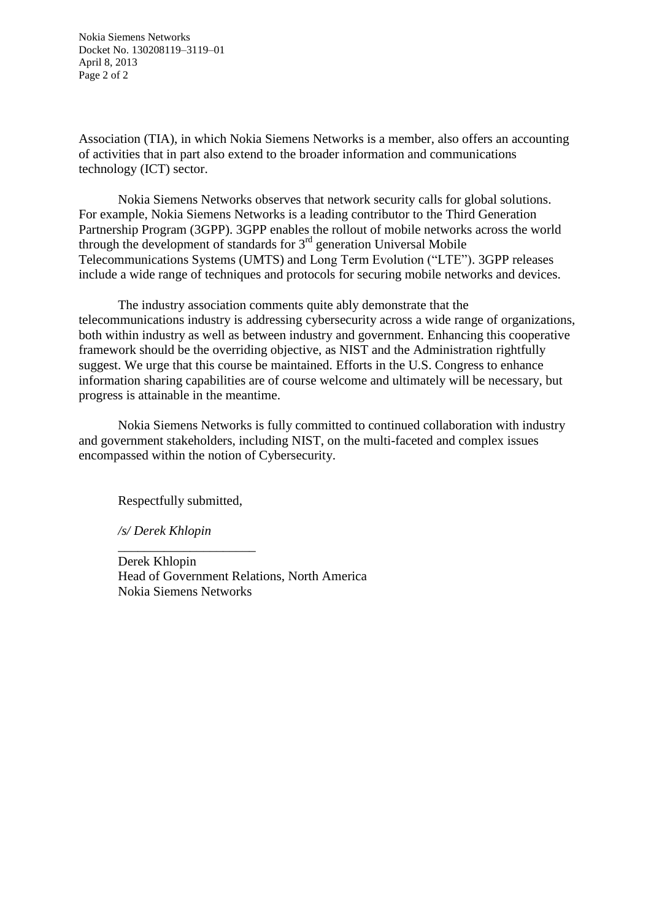Association (TIA), in which Nokia Siemens Networks is a member, also offers an accounting of activities that in part also extend to the broader information and communications technology (ICT) sector.

Nokia Siemens Networks observes that network security calls for global solutions. For example, Nokia Siemens Networks is a leading contributor to the Third Generation Partnership Program (3GPP). 3GPP enables the rollout of mobile networks across the world through the development of standards for 3rd generation Universal Mobile Telecommunications Systems (UMTS) and Long Term Evolution ("LTE"). 3GPP releases include a wide range of techniques and protocols for securing mobile networks and devices.

The industry association comments quite ably demonstrate that the telecommunications industry is addressing cybersecurity across a wide range of organizations, both within industry as well as between industry and government. Enhancing this cooperative framework should be the overriding objective, as NIST and the Administration rightfully suggest. We urge that this course be maintained. Efforts in the U.S. Congress to enhance information sharing capabilities are of course welcome and ultimately will be necessary, but progress is attainable in the meantime.

Nokia Siemens Networks is fully committed to continued collaboration with industry and government stakeholders, including NIST, on the multi-faceted and complex issues encompassed within the notion of Cybersecurity.

Respectfully submitted,

*/s/ Derek Khlopin*

\_\_\_\_\_\_\_\_\_\_\_\_\_\_\_\_\_\_\_\_\_

Derek Khlopin
Head of Government Relations, North America
Nokia Siemens Networks